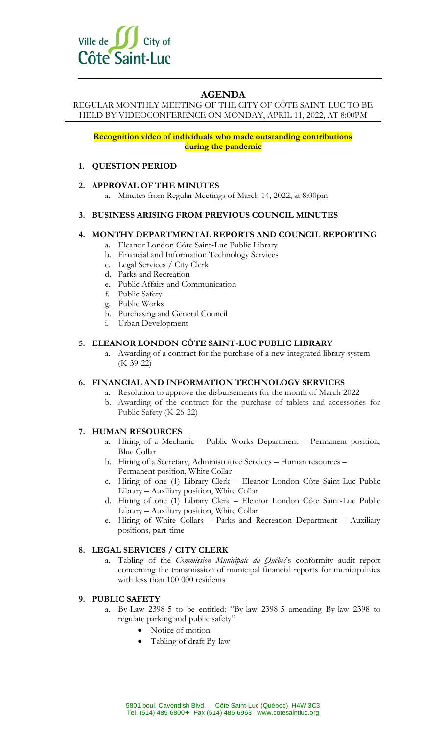Ville de City of Côte Saint-Luc

# AGENDA

REGULAR MONTHLY MEETING OF THE CITY OF CÔTE SAINT-LUC TO BE HELD BY VIDEOCONFERENCE ON MONDAY, APRIL 11, 2022, AT 8:00PM

**Recognition video of individuals who made outstanding contributions during the pandemic**

1. **QUESTION PERIOD**

2. **APPROVAL OF THE MINUTES**
   a. Minutes from Regular Meetings of March 14, 2022, at 8:00pm

3. **BUSINESS ARISING FROM PREVIOUS COUNCIL MINUTES**

4. **MONTHY DEPARTMENTAL REPORTS AND COUNCIL REPORTING**
   a. Eleanor London Côte Saint-Luc Public Library
   b. Financial and Information Technology Services
   c. Legal Services / City Clerk
   d. Parks and Recreation
   e. Public Affairs and Communication
   f. Public Safety
   g. Public Works
   h. Purchasing and General Council
   i. Urban Development

5. **ELEANOR LONDON CÔTE SAINT-LUC PUBLIC LIBRARY**
   a. Awarding of a contract for the purchase of a new integrated library system (K-39-22)

6. **FINANCIAL AND INFORMATION TECHNOLOGY SERVICES**
   a. Resolution to approve the disbursements for the month of March 2022
   b. Awarding of the contract for the purchase of tablets and accessories for Public Safety (K-26-22)

7. **HUMAN RESOURCES**
   a. Hiring of a Mechanic – Public Works Department – Permanent position, Blue Collar
   b. Hiring of a Secretary, Administrative Services – Human resources – Permanent position, White Collar
   c. Hiring of one (1) Library Clerk – Eleanor London Côte Saint-Luc Public Library – Auxiliary position, White Collar
   d. Hiring of one (1) Library Clerk – Eleanor London Côte Saint-Luc Public Library – Auxiliary position, White Collar
   e. Hiring of White Collars – Parks and Recreation Department – Auxiliary positions, part-time

8. **LEGAL SERVICES / CITY CLERK**
   a. Tabling of the *Commission Municipale du Québec*'s conformity audit report concerning the transmission of municipal financial reports for municipalities with less than 100 000 residents

9. **PUBLIC SAFETY**
   a. By-Law 2398-5 to be entitled: "By-law 2398-5 amending By-law 2398 to regulate parking and public safety"
      - Notice of motion
      - Tabling of draft By-law

5801 boul. Cavendish Blvd. - Côte Saint-Luc (Québec) H4W 3C3
Tel. (514) 485-6800 ✦ Fax (514) 485-6963 www.cotesaintluc.org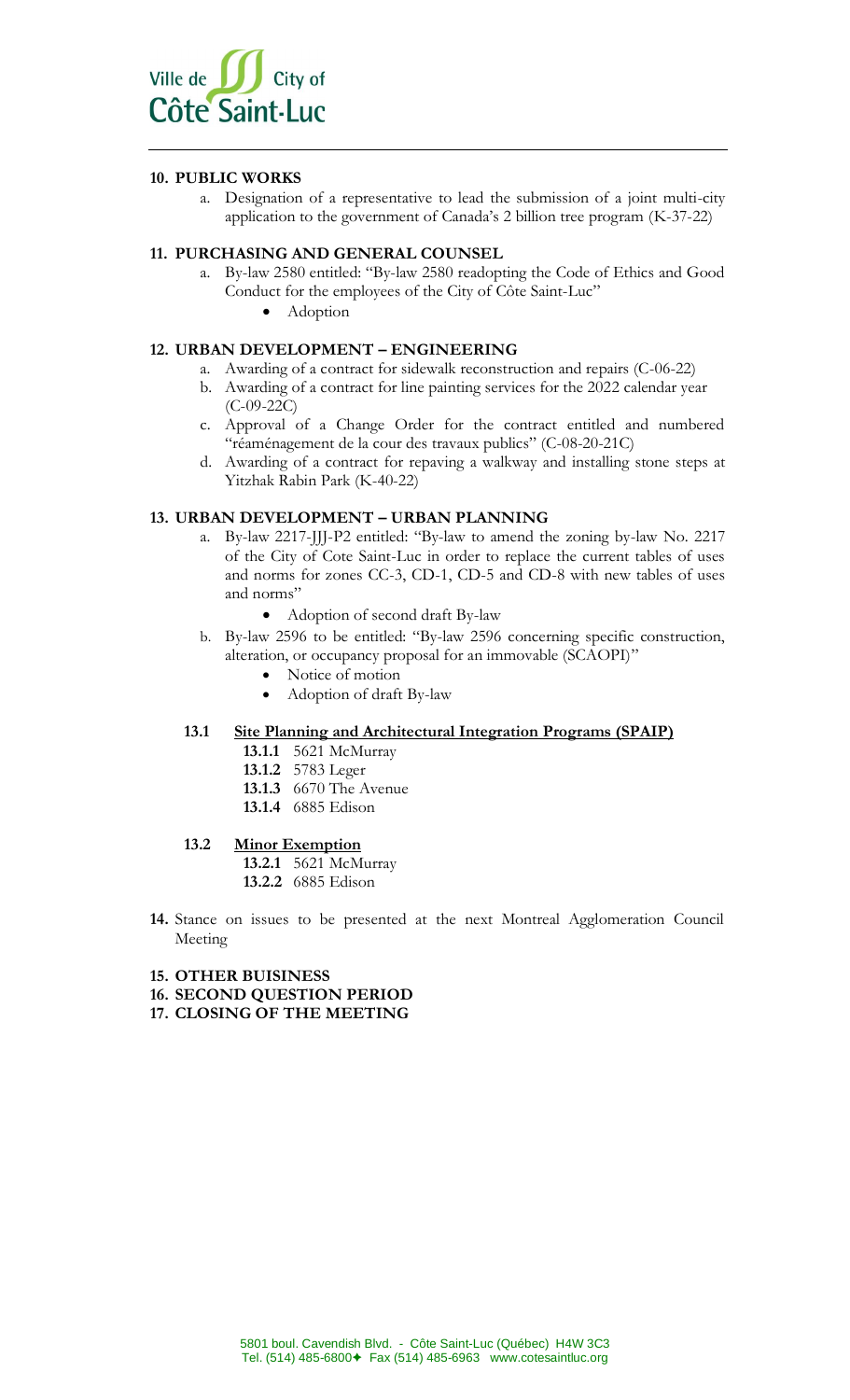## 10. PUBLIC WORKS

a. Designation of a representative to lead the submission of a joint multi-city application to the government of Canada's 2 billion tree program (K-37-22)

## 11. PURCHASING AND GENERAL COUNSEL

a. By-law 2580 entitled: "By-law 2580 readopting the Code of Ethics and Good Conduct for the employees of the City of Côte Saint-Luc"
   - Adoption

## 12. URBAN DEVELOPMENT – ENGINEERING

a. Awarding of a contract for sidewalk reconstruction and repairs (C-06-22)
b. Awarding of a contract for line painting services for the 2022 calendar year (C-09-22C)
c. Approval of a Change Order for the contract entitled and numbered "réaménagement de la cour des travaux publics" (C-08-20-21C)
d. Awarding of a contract for repaving a walkway and installing stone steps at Yitzhak Rabin Park (K-40-22)

## 13. URBAN DEVELOPMENT – URBAN PLANNING

a. By-law 2217-JJJ-P2 entitled: "By-law to amend the zoning by-law No. 2217 of the City of Cote Saint-Luc in order to replace the current tables of uses and norms for zones CC-3, CD-1, CD-5 and CD-8 with new tables of uses and norms"
   - Adoption of second draft By-law
b. By-law 2596 to be entitled: "By-law 2596 concerning specific construction, alteration, or occupancy proposal for an immovable (SCAOPI)"
   - Notice of motion
   - Adoption of draft By-law

### 13.1 Site Planning and Architectural Integration Programs (SPAIP)

**13.1.1** 5621 McMurray
**13.1.2** 5783 Leger
**13.1.3** 6670 The Avenue
**13.1.4** 6885 Edison

### 13.2 Minor Exemption

**13.2.1** 5621 McMurray
**13.2.2** 6885 Edison

**14.** Stance on issues to be presented at the next Montreal Agglomeration Council Meeting

## 15. OTHER BUISINESS

## 16. SECOND QUESTION PERIOD

## 17. CLOSING OF THE MEETING